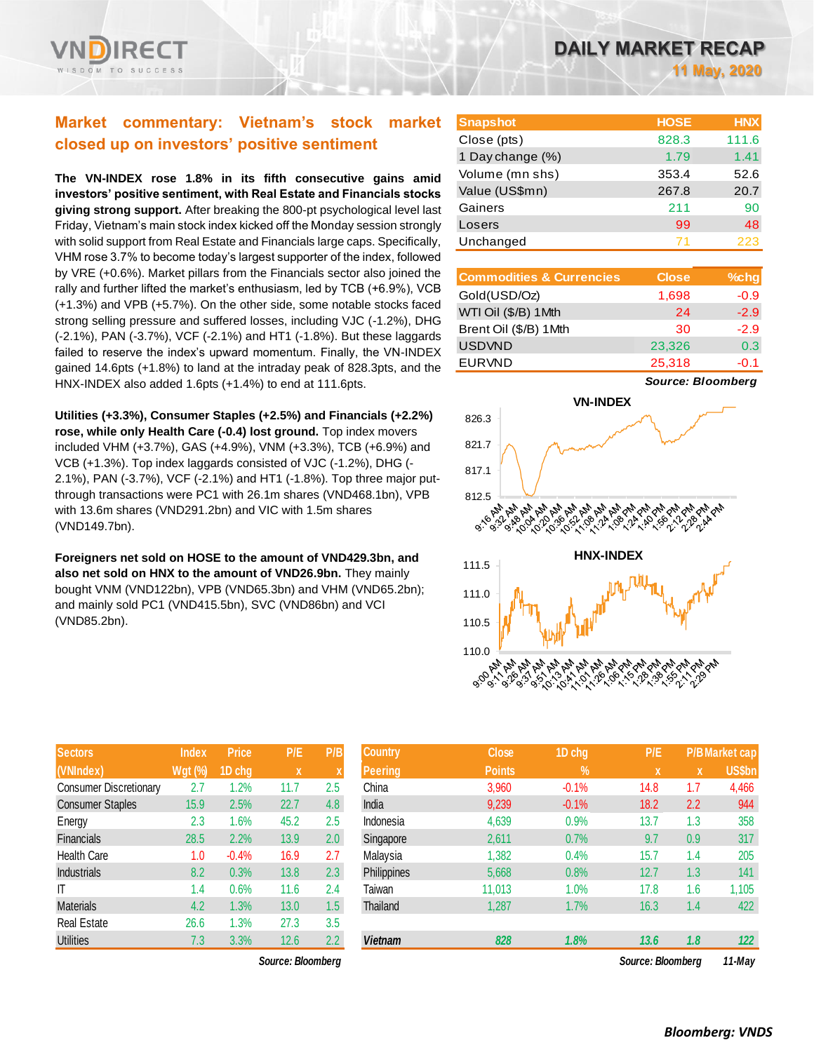# DAILY MARKET RECAP

**11 May, 2020**

## Market commentary: Vietnam's stock market closed up on investors' positive sentiment

**The VN-INDEX rose 1.8% in its fifth consecutive gains amid investors' positive sentiment, with Real Estate and Financials stocks giving strong support.** After breaking the 800-pt psychological level last Friday, Vietnam's main stock index kicked off the Monday session strongly with solid support from Real Estate and Financials large caps. Specifically, VHM rose 3.7% to become today's largest supporter of the index, followed by VRE (+0.6%). Market pillars from the Financials sector also joined the rally and further lifted the market's enthusiasm, led by TCB (+6.9%), VCB (+1.3%) and VPB (+5.7%). On the other side, some notable stocks faced strong selling pressure and suffered losses, including VJC (-1.2%), DHG (-2.1%), PAN (-3.7%), VCF (-2.1%) and HT1 (-1.8%). But these laggards failed to reserve the index's upward momentum. Finally, the VN-INDEX gained 14.6pts (+1.8%) to land at the intraday peak of 828.3pts, and the HNX-INDEX also added 1.6pts (+1.4%) to end at 111.6pts.

**Utilities (+3.3%), Consumer Staples (+2.5%) and Financials (+2.2%) rose, while only Health Care (-0.4) lost ground.** Top index movers included VHM (+3.7%), GAS (+4.9%), VNM (+3.3%), TCB (+6.9%) and VCB (+1.3%). Top index laggards consisted of VJC (-1.2%), DHG (-2.1%), PAN (-3.7%), VCF (-2.1%) and HT1 (-1.8%). Top three major put-through transactions were PC1 with 26.1m shares (VND468.1bn), VPB with 13.6m shares (VND291.2bn) and VIC with 1.5m shares (VND149.7bn).

**Foreigners net sold on HOSE to the amount of VND429.3bn, and also net sold on HNX to the amount of VND26.9bn.** They mainly bought VNM (VND122bn), VPB (VND65.3bn) and VHM (VND65.2bn); and mainly sold PC1 (VND415.5bn), SVC (VND86bn) and VCI (VND85.2bn).

| Snapshot | HOSE | HNX |
|---|---|---|
| Close (pts) | 828.3 | 111.6 |
| 1 Day change (%) | 1.79 | 1.41 |
| Volume (mn shs) | 353.4 | 52.6 |
| Value (US$mn) | 267.8 | 20.7 |
| Gainers | 211 | 90 |
| Losers | 99 | 48 |
| Unchanged | 71 | 223 |

| Commodities & Currencies | Close | %chg |
|---|---|---|
| Gold(USD/Oz) | 1,698 | -0.9 |
| WTI Oil ($/B) 1Mth | 24 | -2.9 |
| Brent Oil ($/B) 1Mth | 30 | -2.9 |
| USDVND | 23,326 | 0.3 |
| EURVND | 25,318 | -0.1 |

*Source: Bloomberg*

**VN-INDEX**

**HNX-INDEX**

| Sectors (VNIndex) | Index Wgt (%) | Price 1D chg | P/E x | P/B x |
|---|---|---|---|---|
| Consumer Discretionary | 2.7 | 1.2% | 11.7 | 2.5 |
| Consumer Staples | 15.9 | 2.5% | 22.7 | 4.8 |
| Energy | 2.3 | 1.6% | 45.2 | 2.5 |
| Financials | 28.5 | 2.2% | 13.9 | 2.0 |
| Health Care | 1.0 | -0.4% | 16.9 | 2.7 |
| Industrials | 8.2 | 0.3% | 13.8 | 2.3 |
| IT | 1.4 | 0.6% | 11.6 | 2.4 |
| Materials | 4.2 | 1.3% | 13.0 | 1.5 |
| Real Estate | 26.6 | 1.3% | 27.3 | 3.5 |
| Utilities | 7.3 | 3.3% | 12.6 | 2.2 |

*Source: Bloomberg*

| Country Peering | Close Points | 1D chg % | P/E x | P/B x | Market cap US$bn |
|---|---|---|---|---|---|
| China | 3,960 | -0.1% | 14.8 | 1.7 | 4,466 |
| India | 9,239 | -0.1% | 18.2 | 2.2 | 944 |
| Indonesia | 4,639 | 0.9% | 13.7 | 1.3 | 358 |
| Singapore | 2,611 | 0.7% | 9.7 | 0.9 | 317 |
| Malaysia | 1,382 | 0.4% | 15.7 | 1.4 | 205 |
| Philippines | 5,668 | 0.8% | 12.7 | 1.3 | 141 |
| Taiwan | 11,013 | 1.0% | 17.8 | 1.6 | 1,105 |
| Thailand | 1,287 | 1.7% | 16.3 | 1.4 | 422 |
| **Vietnam** | **828** | **1.8%** | **13.6** | **1.8** | **122** |

*Source: Bloomberg* *11-May*

***Bloomberg: VNDS***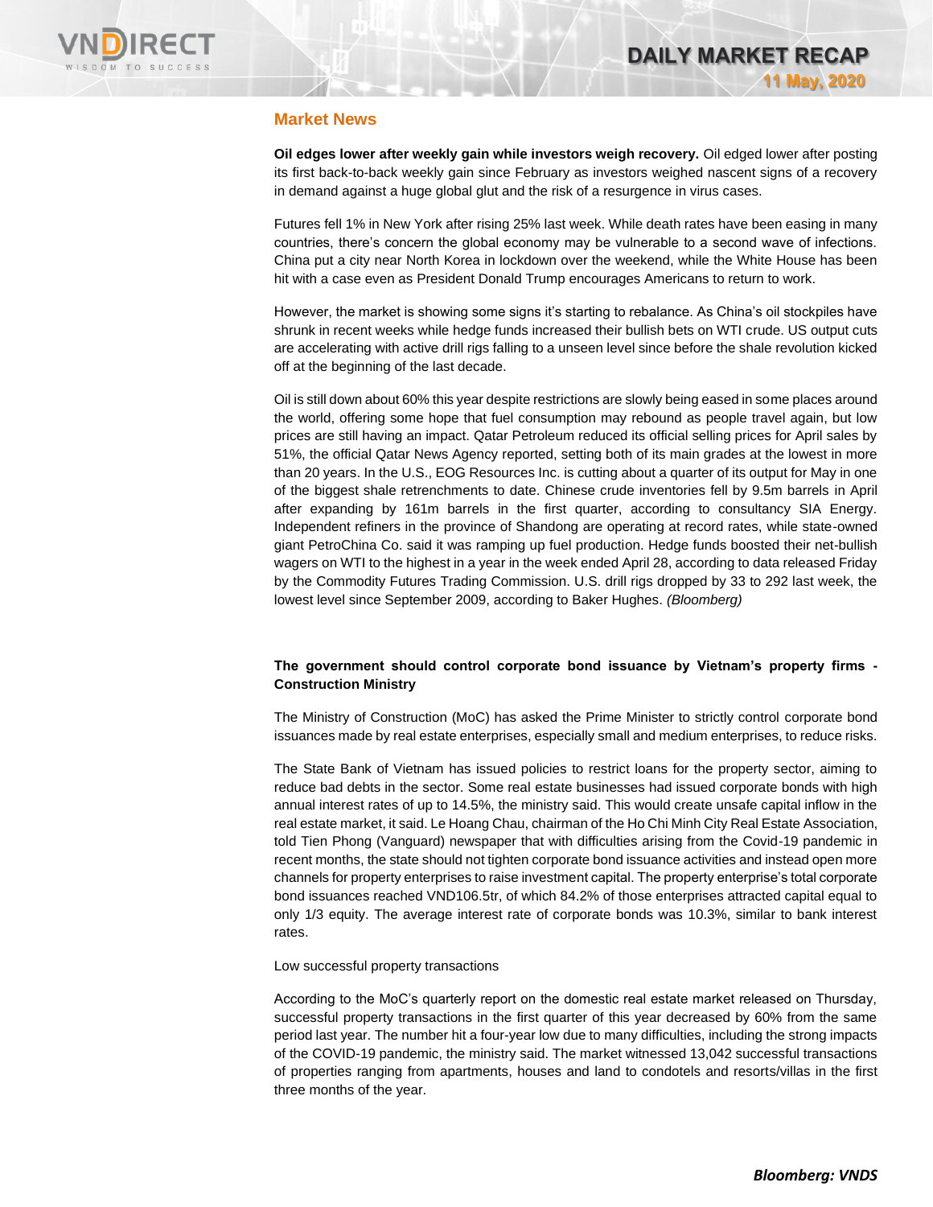## Market News

**Oil edges lower after weekly gain while investors weigh recovery.** Oil edged lower after posting its first back-to-back weekly gain since February as investors weighed nascent signs of a recovery in demand against a huge global glut and the risk of a resurgence in virus cases.

Futures fell 1% in New York after rising 25% last week. While death rates have been easing in many countries, there's concern the global economy may be vulnerable to a second wave of infections. China put a city near North Korea in lockdown over the weekend, while the White House has been hit with a case even as President Donald Trump encourages Americans to return to work.

However, the market is showing some signs it's starting to rebalance. As China's oil stockpiles have shrunk in recent weeks while hedge funds increased their bullish bets on WTI crude. US output cuts are accelerating with active drill rigs falling to a unseen level since before the shale revolution kicked off at the beginning of the last decade.

Oil is still down about 60% this year despite restrictions are slowly being eased in some places around the world, offering some hope that fuel consumption may rebound as people travel again, but low prices are still having an impact. Qatar Petroleum reduced its official selling prices for April sales by 51%, the official Qatar News Agency reported, setting both of its main grades at the lowest in more than 20 years. In the U.S., EOG Resources Inc. is cutting about a quarter of its output for May in one of the biggest shale retrenchments to date. Chinese crude inventories fell by 9.5m barrels in April after expanding by 161m barrels in the first quarter, according to consultancy SIA Energy. Independent refiners in the province of Shandong are operating at record rates, while state-owned giant PetroChina Co. said it was ramping up fuel production. Hedge funds boosted their net-bullish wagers on WTI to the highest in a year in the week ended April 28, according to data released Friday by the Commodity Futures Trading Commission. U.S. drill rigs dropped by 33 to 292 last week, the lowest level since September 2009, according to Baker Hughes. *(Bloomberg)*

**The government should control corporate bond issuance by Vietnam's property firms - Construction Ministry**

The Ministry of Construction (MoC) has asked the Prime Minister to strictly control corporate bond issuances made by real estate enterprises, especially small and medium enterprises, to reduce risks.

The State Bank of Vietnam has issued policies to restrict loans for the property sector, aiming to reduce bad debts in the sector. Some real estate businesses had issued corporate bonds with high annual interest rates of up to 14.5%, the ministry said. This would create unsafe capital inflow in the real estate market, it said. Le Hoang Chau, chairman of the Ho Chi Minh City Real Estate Association, told Tien Phong (Vanguard) newspaper that with difficulties arising from the Covid-19 pandemic in recent months, the state should not tighten corporate bond issuance activities and instead open more channels for property enterprises to raise investment capital. The property enterprise's total corporate bond issuances reached VND106.5tr, of which 84.2% of those enterprises attracted capital equal to only 1/3 equity. The average interest rate of corporate bonds was 10.3%, similar to bank interest rates.

Low successful property transactions

According to the MoC's quarterly report on the domestic real estate market released on Thursday, successful property transactions in the first quarter of this year decreased by 60% from the same period last year. The number hit a four-year low due to many difficulties, including the strong impacts of the COVID-19 pandemic, the ministry said. The market witnessed 13,042 successful transactions of properties ranging from apartments, houses and land to condotels and resorts/villas in the first three months of the year.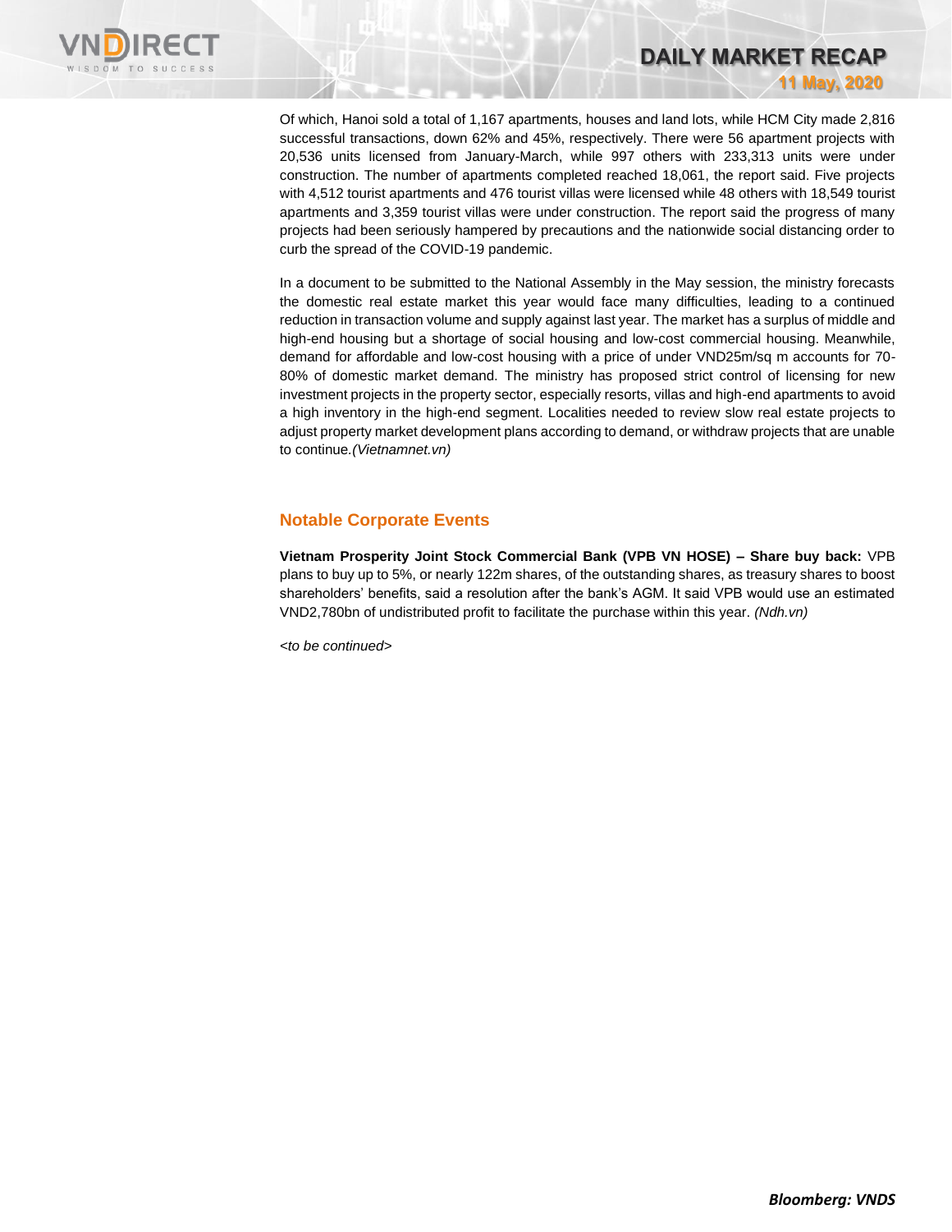Of which, Hanoi sold a total of 1,167 apartments, houses and land lots, while HCM City made 2,816 successful transactions, down 62% and 45%, respectively. There were 56 apartment projects with 20,536 units licensed from January-March, while 997 others with 233,313 units were under construction. The number of apartments completed reached 18,061, the report said. Five projects with 4,512 tourist apartments and 476 tourist villas were licensed while 48 others with 18,549 tourist apartments and 3,359 tourist villas were under construction. The report said the progress of many projects had been seriously hampered by precautions and the nationwide social distancing order to curb the spread of the COVID-19 pandemic.

In a document to be submitted to the National Assembly in the May session, the ministry forecasts the domestic real estate market this year would face many difficulties, leading to a continued reduction in transaction volume and supply against last year. The market has a surplus of middle and high-end housing but a shortage of social housing and low-cost commercial housing. Meanwhile, demand for affordable and low-cost housing with a price of under VND25m/sq m accounts for 70-80% of domestic market demand. The ministry has proposed strict control of licensing for new investment projects in the property sector, especially resorts, villas and high-end apartments to avoid a high inventory in the high-end segment. Localities needed to review slow real estate projects to adjust property market development plans according to demand, or withdraw projects that are unable to continue.*(Vietnamnet.vn)*

## Notable Corporate Events

**Vietnam Prosperity Joint Stock Commercial Bank (VPB VN HOSE) – Share buy back:** VPB plans to buy up to 5%, or nearly 122m shares, of the outstanding shares, as treasury shares to boost shareholders' benefits, said a resolution after the bank's AGM. It said VPB would use an estimated VND2,780bn of undistributed profit to facilitate the purchase within this year. *(Ndh.vn)*

*<to be continued>*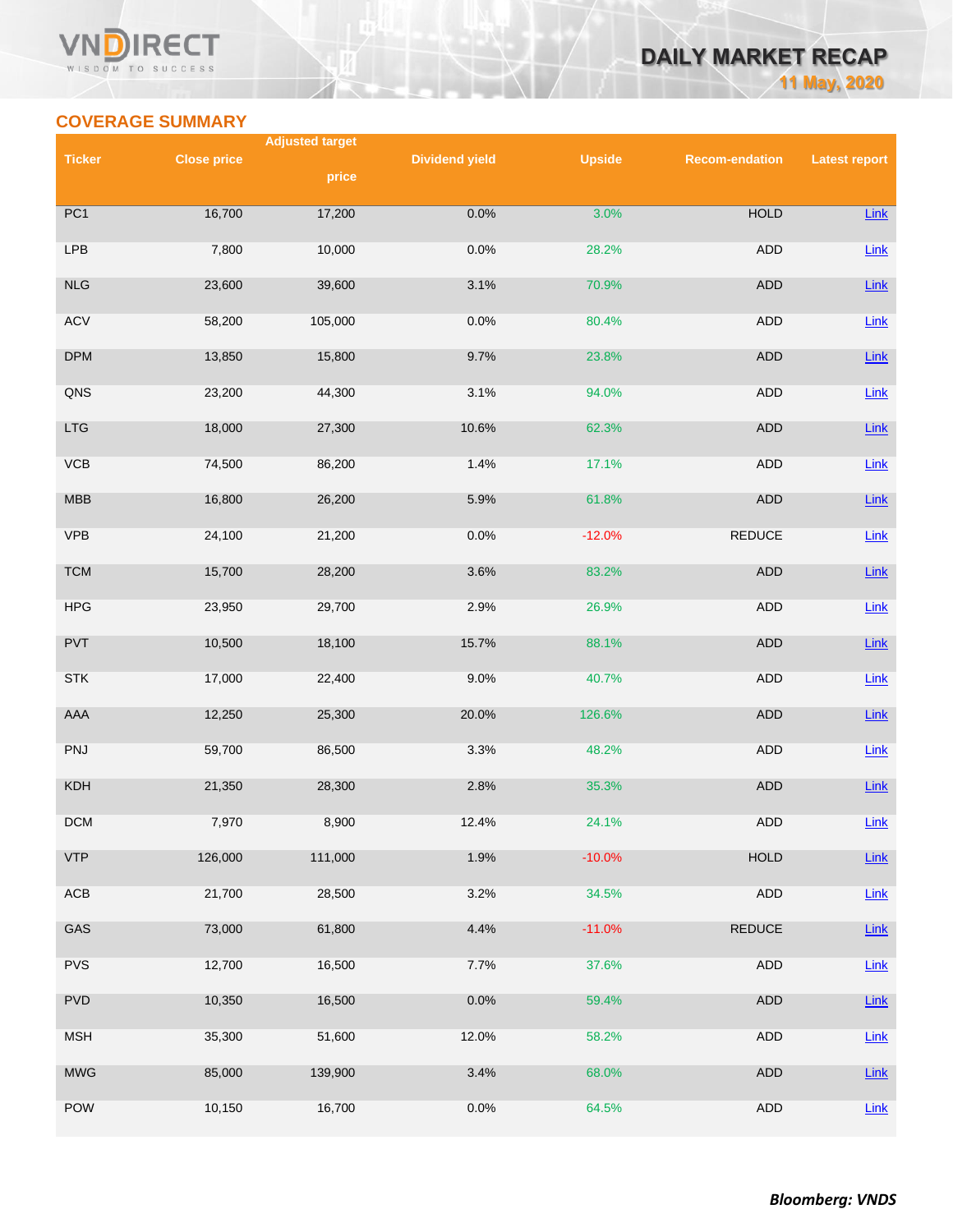## COVERAGE SUMMARY

| Ticker | Close price | Adjusted target price | Dividend yield | Upside | Recom-endation | Latest report |
|---|---|---|---|---|---|---|
| PC1 | 16,700 | 17,200 | 0.0% | 3.0% | HOLD | Link |
| LPB | 7,800 | 10,000 | 0.0% | 28.2% | ADD | Link |
| NLG | 23,600 | 39,600 | 3.1% | 70.9% | ADD | Link |
| ACV | 58,200 | 105,000 | 0.0% | 80.4% | ADD | Link |
| DPM | 13,850 | 15,800 | 9.7% | 23.8% | ADD | Link |
| QNS | 23,200 | 44,300 | 3.1% | 94.0% | ADD | Link |
| LTG | 18,000 | 27,300 | 10.6% | 62.3% | ADD | Link |
| VCB | 74,500 | 86,200 | 1.4% | 17.1% | ADD | Link |
| MBB | 16,800 | 26,200 | 5.9% | 61.8% | ADD | Link |
| VPB | 24,100 | 21,200 | 0.0% | -12.0% | REDUCE | Link |
| TCM | 15,700 | 28,200 | 3.6% | 83.2% | ADD | Link |
| HPG | 23,950 | 29,700 | 2.9% | 26.9% | ADD | Link |
| PVT | 10,500 | 18,100 | 15.7% | 88.1% | ADD | Link |
| STK | 17,000 | 22,400 | 9.0% | 40.7% | ADD | Link |
| AAA | 12,250 | 25,300 | 20.0% | 126.6% | ADD | Link |
| PNJ | 59,700 | 86,500 | 3.3% | 48.2% | ADD | Link |
| KDH | 21,350 | 28,300 | 2.8% | 35.3% | ADD | Link |
| DCM | 7,970 | 8,900 | 12.4% | 24.1% | ADD | Link |
| VTP | 126,000 | 111,000 | 1.9% | -10.0% | HOLD | Link |
| ACB | 21,700 | 28,500 | 3.2% | 34.5% | ADD | Link |
| GAS | 73,000 | 61,800 | 4.4% | -11.0% | REDUCE | Link |
| PVS | 12,700 | 16,500 | 7.7% | 37.6% | ADD | Link |
| PVD | 10,350 | 16,500 | 0.0% | 59.4% | ADD | Link |
| MSH | 35,300 | 51,600 | 12.0% | 58.2% | ADD | Link |
| MWG | 85,000 | 139,900 | 3.4% | 68.0% | ADD | Link |
| POW | 10,150 | 16,700 | 0.0% | 64.5% | ADD | Link |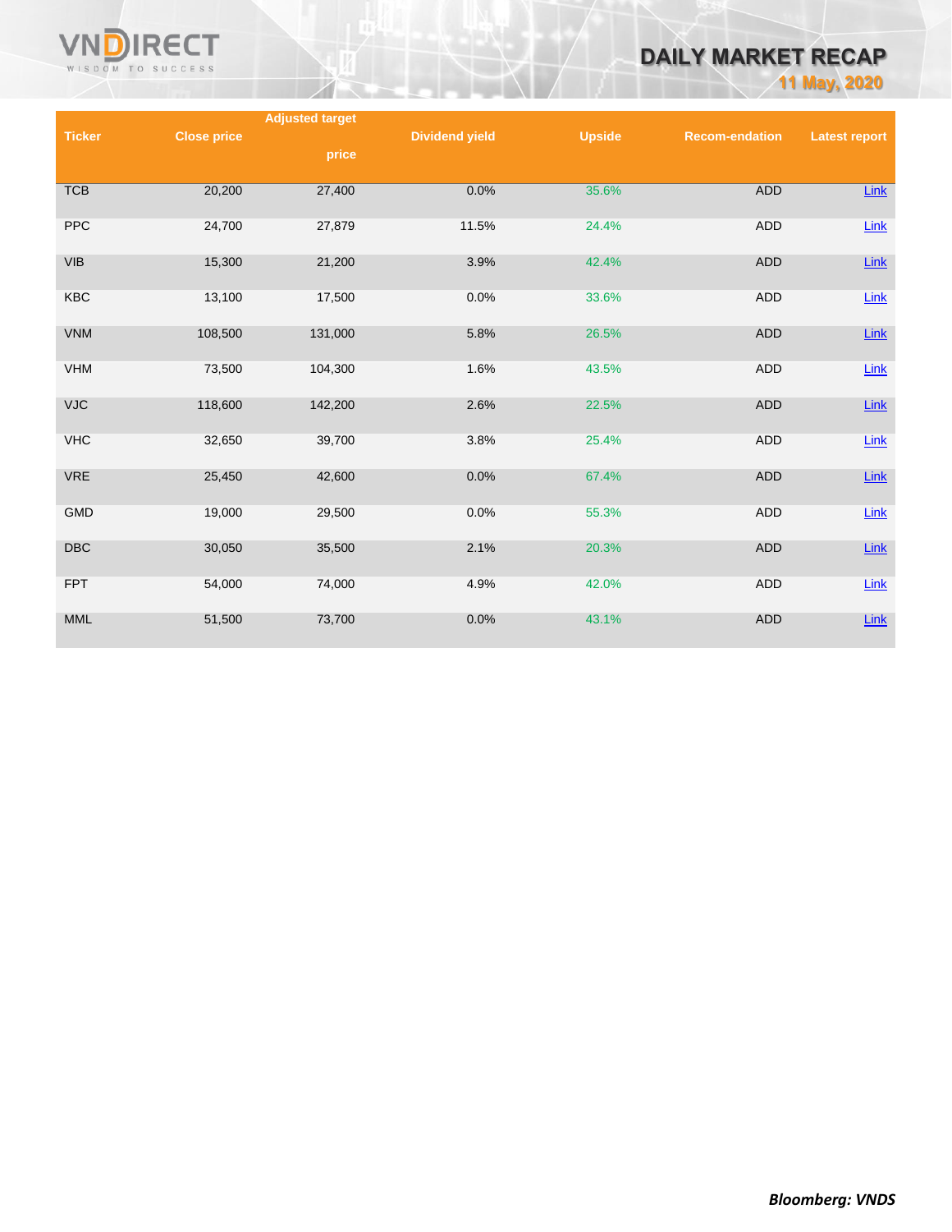| Ticker | Close price | Adjusted target price | Dividend yield | Upside | Recom-endation | Latest report |
|---|---|---|---|---|---|---|
| TCB | 20,200 | 27,400 | 0.0% | 35.6% | ADD | Link |
| PPC | 24,700 | 27,879 | 11.5% | 24.4% | ADD | Link |
| VIB | 15,300 | 21,200 | 3.9% | 42.4% | ADD | Link |
| KBC | 13,100 | 17,500 | 0.0% | 33.6% | ADD | Link |
| VNM | 108,500 | 131,000 | 5.8% | 26.5% | ADD | Link |
| VHM | 73,500 | 104,300 | 1.6% | 43.5% | ADD | Link |
| VJC | 118,600 | 142,200 | 2.6% | 22.5% | ADD | Link |
| VHC | 32,650 | 39,700 | 3.8% | 25.4% | ADD | Link |
| VRE | 25,450 | 42,600 | 0.0% | 67.4% | ADD | Link |
| GMD | 19,000 | 29,500 | 0.0% | 55.3% | ADD | Link |
| DBC | 30,050 | 35,500 | 2.1% | 20.3% | ADD | Link |
| FPT | 54,000 | 74,000 | 4.9% | 42.0% | ADD | Link |
| MML | 51,500 | 73,700 | 0.0% | 43.1% | ADD | Link |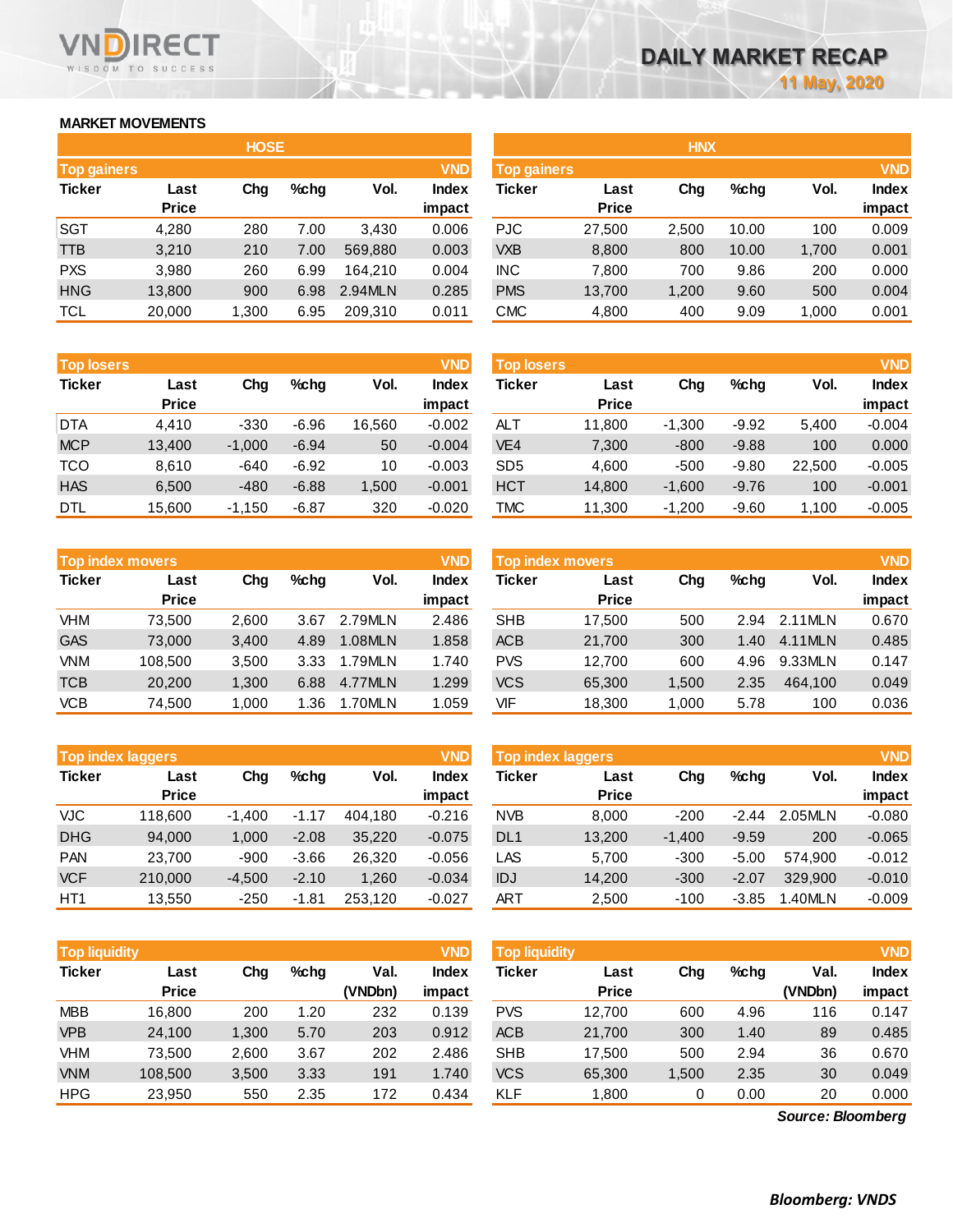# DAILY MARKET RECAP

11 May, 2020

## MARKET MOVEMENTS

### HOSE

| Top gainers | | | | | VND |
|---|---|---|---|---|---|
| Ticker | Last Price | Chg | %chg | Vol. | Index impact |
| SGT | 4,280 | 280 | 7.00 | 3,430 | 0.006 |
| TTB | 3,210 | 210 | 7.00 | 569,880 | 0.003 |
| PXS | 3,980 | 260 | 6.99 | 164,210 | 0.004 |
| HNG | 13,800 | 900 | 6.98 | 2.94MLN | 0.285 |
| TCL | 20,000 | 1,300 | 6.95 | 209,310 | 0.011 |

| Top losers | | | | | VND |
|---|---|---|---|---|---|
| Ticker | Last Price | Chg | %chg | Vol. | Index impact |
| DTA | 4,410 | -330 | -6.96 | 16,560 | -0.002 |
| MCP | 13,400 | -1,000 | -6.94 | 50 | -0.004 |
| TCO | 8,610 | -640 | -6.92 | 10 | -0.003 |
| HAS | 6,500 | -480 | -6.88 | 1,500 | -0.001 |
| DTL | 15,600 | -1,150 | -6.87 | 320 | -0.020 |

| Top index movers | | | | | VND |
|---|---|---|---|---|---|
| Ticker | Last Price | Chg | %chg | Vol. | Index impact |
| VHM | 73,500 | 2,600 | 3.67 | 2.79MLN | 2.486 |
| GAS | 73,000 | 3,400 | 4.89 | 1.08MLN | 1.858 |
| VNM | 108,500 | 3,500 | 3.33 | 1.79MLN | 1.740 |
| TCB | 20,200 | 1,300 | 6.88 | 4.77MLN | 1.299 |
| VCB | 74,500 | 1,000 | 1.36 | 1.70MLN | 1.059 |

| Top index laggers | | | | | VND |
|---|---|---|---|---|---|
| Ticker | Last Price | Chg | %chg | Vol. | Index impact |
| VJC | 118,600 | -1,400 | -1.17 | 404,180 | -0.216 |
| DHG | 94,000 | 1,000 | -2.08 | 35,220 | -0.075 |
| PAN | 23,700 | -900 | -3.66 | 26,320 | -0.056 |
| VCF | 210,000 | -4,500 | -2.10 | 1,260 | -0.034 |
| HT1 | 13,550 | -250 | -1.81 | 253,120 | -0.027 |

| Top liquidity | | | | | VND |
|---|---|---|---|---|---|
| Ticker | Last Price | Chg | %chg | Val. (VNDbn) | Index impact |
| MBB | 16,800 | 200 | 1.20 | 232 | 0.139 |
| VPB | 24,100 | 1,300 | 5.70 | 203 | 0.912 |
| VHM | 73,500 | 2,600 | 3.67 | 202 | 2.486 |
| VNM | 108,500 | 3,500 | 3.33 | 191 | 1.740 |
| HPG | 23,950 | 550 | 2.35 | 172 | 0.434 |

### HNX

| Top gainers | | | | | VND |
|---|---|---|---|---|---|
| Ticker | Last Price | Chg | %chg | Vol. | Index impact |
| PJC | 27,500 | 2,500 | 10.00 | 100 | 0.009 |
| VXB | 8,800 | 800 | 10.00 | 1,700 | 0.001 |
| INC | 7,800 | 700 | 9.86 | 200 | 0.000 |
| PMS | 13,700 | 1,200 | 9.60 | 500 | 0.004 |
| CMC | 4,800 | 400 | 9.09 | 1,000 | 0.001 |

| Top losers | | | | | VND |
|---|---|---|---|---|---|
| Ticker | Last Price | Chg | %chg | Vol. | Index impact |
| ALT | 11,800 | -1,300 | -9.92 | 5,400 | -0.004 |
| VE4 | 7,300 | -800 | -9.88 | 100 | 0.000 |
| SD5 | 4,600 | -500 | -9.80 | 22,500 | -0.005 |
| HCT | 14,800 | -1,600 | -9.76 | 100 | -0.001 |
| TMC | 11,300 | -1,200 | -9.60 | 1,100 | -0.005 |

| Top index movers | | | | | VND |
|---|---|---|---|---|---|
| Ticker | Last Price | Chg | %chg | Vol. | Index impact |
| SHB | 17,500 | 500 | 2.94 | 2.11MLN | 0.670 |
| ACB | 21,700 | 300 | 1.40 | 4.11MLN | 0.485 |
| PVS | 12,700 | 600 | 4.96 | 9.33MLN | 0.147 |
| VCS | 65,300 | 1,500 | 2.35 | 464,100 | 0.049 |
| VIF | 18,300 | 1,000 | 5.78 | 100 | 0.036 |

| Top index laggers | | | | | VND |
|---|---|---|---|---|---|
| Ticker | Last Price | Chg | %chg | Vol. | Index impact |
| NVB | 8,000 | -200 | -2.44 | 2.05MLN | -0.080 |
| DL1 | 13,200 | -1,400 | -9.59 | 200 | -0.065 |
| LAS | 5,700 | -300 | -5.00 | 574,900 | -0.012 |
| IDJ | 14,200 | -300 | -2.07 | 329,900 | -0.010 |
| ART | 2,500 | -100 | -3.85 | 1.40MLN | -0.009 |

| Top liquidity | | | | | VND |
|---|---|---|---|---|---|
| Ticker | Last Price | Chg | %chg | Val. (VNDbn) | Index impact |
| PVS | 12,700 | 600 | 4.96 | 116 | 0.147 |
| ACB | 21,700 | 300 | 1.40 | 89 | 0.485 |
| SHB | 17,500 | 500 | 2.94 | 36 | 0.670 |
| VCS | 65,300 | 1,500 | 2.35 | 30 | 0.049 |
| KLF | 1,800 | 0 | 0.00 | 20 | 0.000 |

*Source: Bloomberg*

***Bloomberg: VNDS***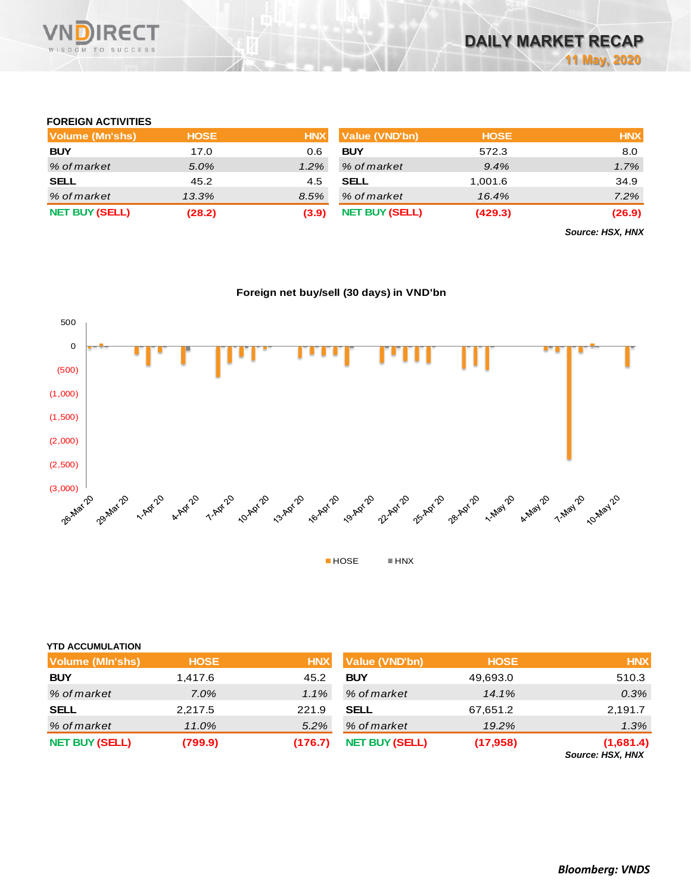### FOREIGN ACTIVITIES

| Volume (Mn'shs) | HOSE | HNX | Value (VND'bn) | HOSE | HNX |
|---|---|---|---|---|---|
| BUY | 17.0 | 0.6 | BUY | 572.3 | 8.0 |
| % of market | 5.0% | 1.2% | % of market | 9.4% | 1.7% |
| SELL | 45.2 | 4.5 | SELL | 1,001.6 | 34.9 |
| % of market | 13.3% | 8.5% | % of market | 16.4% | 7.2% |
| NET BUY (SELL) | (28.2) | (3.9) | NET BUY (SELL) | (429.3) | (26.9) |

*Source: HSX, HNX*

**Foreign net buy/sell (30 days) in VND'bn**

### YTD ACCUMULATION

| Volume (Mln'shs) | HOSE | HNX | Value (VND'bn) | HOSE | HNX |
|---|---|---|---|---|---|
| BUY | 1,417.6 | 45.2 | BUY | 49,693.0 | 510.3 |
| % of market | 7.0% | 1.1% | % of market | 14.1% | 0.3% |
| SELL | 2,217.5 | 221.9 | SELL | 67,651.2 | 2,191.7 |
| % of market | 11.0% | 5.2% | % of market | 19.2% | 1.3% |
| NET BUY (SELL) | (799.9) | (176.7) | NET BUY (SELL) | (17,958) | (1,681.4) |

*Source: HSX, HNX*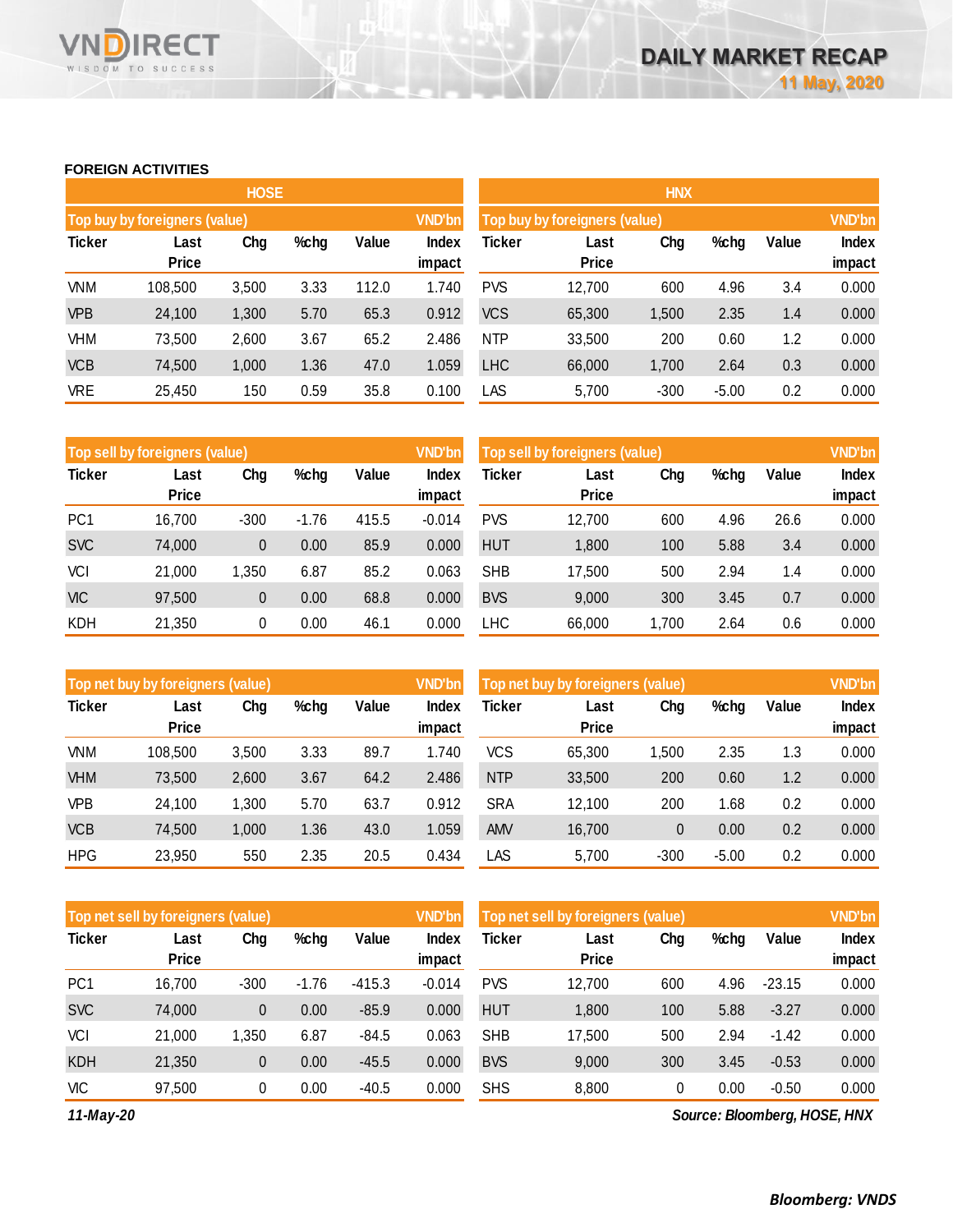# DAILY MARKET RECAP

11 May, 2020

## FOREIGN ACTIVITIES

### HOSE

**Top buy by foreigners (value)** — VND'bn

| Ticker | Last Price | Chg | %chg | Value | Index impact |
|---|---|---|---|---|---|
| VNM | 108,500 | 3,500 | 3.33 | 112.0 | 1.740 |
| VPB | 24,100 | 1,300 | 5.70 | 65.3 | 0.912 |
| VHM | 73,500 | 2,600 | 3.67 | 65.2 | 2.486 |
| VCB | 74,500 | 1,000 | 1.36 | 47.0 | 1.059 |
| VRE | 25,450 | 150 | 0.59 | 35.8 | 0.100 |

**Top sell by foreigners (value)** — VND'bn

| Ticker | Last Price | Chg | %chg | Value | Index impact |
|---|---|---|---|---|---|
| PC1 | 16,700 | -300 | -1.76 | 415.5 | -0.014 |
| SVC | 74,000 | 0 | 0.00 | 85.9 | 0.000 |
| VCI | 21,000 | 1,350 | 6.87 | 85.2 | 0.063 |
| VIC | 97,500 | 0 | 0.00 | 68.8 | 0.000 |
| KDH | 21,350 | 0 | 0.00 | 46.1 | 0.000 |

**Top net buy by foreigners (value)** — VND'bn

| Ticker | Last Price | Chg | %chg | Value | Index impact |
|---|---|---|---|---|---|
| VNM | 108,500 | 3,500 | 3.33 | 89.7 | 1.740 |
| VHM | 73,500 | 2,600 | 3.67 | 64.2 | 2.486 |
| VPB | 24,100 | 1,300 | 5.70 | 63.7 | 0.912 |
| VCB | 74,500 | 1,000 | 1.36 | 43.0 | 1.059 |
| HPG | 23,950 | 550 | 2.35 | 20.5 | 0.434 |

**Top net sell by foreigners (value)** — VND'bn

| Ticker | Last Price | Chg | %chg | Value | Index impact |
|---|---|---|---|---|---|
| PC1 | 16,700 | -300 | -1.76 | -415.3 | -0.014 |
| SVC | 74,000 | 0 | 0.00 | -85.9 | 0.000 |
| VCI | 21,000 | 1,350 | 6.87 | -84.5 | 0.063 |
| KDH | 21,350 | 0 | 0.00 | -45.5 | 0.000 |
| VIC | 97,500 | 0 | 0.00 | -40.5 | 0.000 |

### HNX

**Top buy by foreigners (value)** — VND'bn

| Ticker | Last Price | Chg | %chg | Value | Index impact |
|---|---|---|---|---|---|
| PVS | 12,700 | 600 | 4.96 | 3.4 | 0.000 |
| VCS | 65,300 | 1,500 | 2.35 | 1.4 | 0.000 |
| NTP | 33,500 | 200 | 0.60 | 1.2 | 0.000 |
| LHC | 66,000 | 1,700 | 2.64 | 0.3 | 0.000 |
| LAS | 5,700 | -300 | -5.00 | 0.2 | 0.000 |

**Top sell by foreigners (value)** — VND'bn

| Ticker | Last Price | Chg | %chg | Value | Index impact |
|---|---|---|---|---|---|
| PVS | 12,700 | 600 | 4.96 | 26.6 | 0.000 |
| HUT | 1,800 | 100 | 5.88 | 3.4 | 0.000 |
| SHB | 17,500 | 500 | 2.94 | 1.4 | 0.000 |
| BVS | 9,000 | 300 | 3.45 | 0.7 | 0.000 |
| LHC | 66,000 | 1,700 | 2.64 | 0.6 | 0.000 |

**Top net buy by foreigners (value)** — VND'bn

| Ticker | Last Price | Chg | %chg | Value | Index impact |
|---|---|---|---|---|---|
| VCS | 65,300 | 1,500 | 2.35 | 1.3 | 0.000 |
| NTP | 33,500 | 200 | 0.60 | 1.2 | 0.000 |
| SRA | 12,100 | 200 | 1.68 | 0.2 | 0.000 |
| AMV | 16,700 | 0 | 0.00 | 0.2 | 0.000 |
| LAS | 5,700 | -300 | -5.00 | 0.2 | 0.000 |

**Top net sell by foreigners (value)** — VND'bn

| Ticker | Last Price | Chg | %chg | Value | Index impact |
|---|---|---|---|---|---|
| PVS | 12,700 | 600 | 4.96 | -23.15 | 0.000 |
| HUT | 1,800 | 100 | 5.88 | -3.27 | 0.000 |
| SHB | 17,500 | 500 | 2.94 | -1.42 | 0.000 |
| BVS | 9,000 | 300 | 3.45 | -0.53 | 0.000 |
| SHS | 8,800 | 0 | 0.00 | -0.50 | 0.000 |

*11-May-20*

*Source: Bloomberg, HOSE, HNX*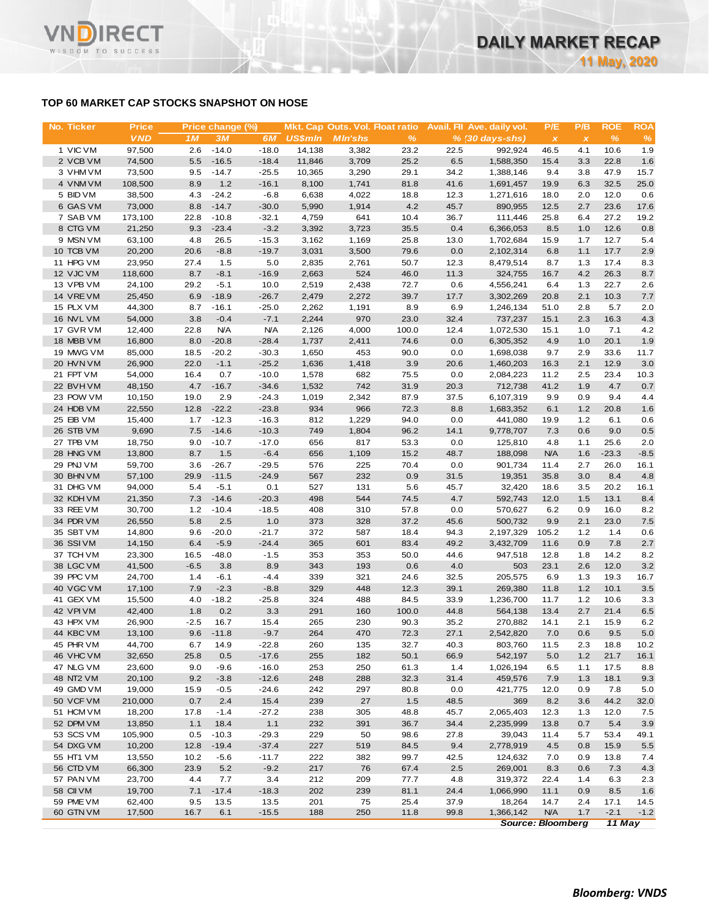## TOP 60 MARKET CAP STOCKS SNAPSHOT ON HOSE

| No. | Ticker | Price | Price change (%) | | | Mkt. Cap | Outs. Vol. | Float ratio | Avail. FII | Ave. daily vol. | P/E | P/B | ROE | ROA |
|---|---|---|---|---|---|---|---|---|---|---|---|---|---|---|
| | | VND | 1M | 3M | 6M | US$mln | Mln'shs | % | % | (30 days-shs) | x | x | % | % |
| 1 | VIC VM | 97,500 | 2.6 | -14.0 | -18.0 | 14,138 | 3,382 | 23.2 | 22.5 | 992,924 | 46.5 | 4.1 | 10.6 | 1.9 |
| 2 | VCB VM | 74,500 | 5.5 | -16.5 | -18.4 | 11,846 | 3,709 | 25.2 | 6.5 | 1,588,350 | 15.4 | 3.3 | 22.8 | 1.6 |
| 3 | VHM VM | 73,500 | 9.5 | -14.7 | -25.5 | 10,365 | 3,290 | 29.1 | 34.2 | 1,388,146 | 9.4 | 3.8 | 47.9 | 15.7 |
| 4 | VNM VM | 108,500 | 8.9 | 1.2 | -16.1 | 8,100 | 1,741 | 81.8 | 41.6 | 1,691,457 | 19.9 | 6.3 | 32.5 | 25.0 |
| 5 | BID VM | 38,500 | 4.3 | -24.2 | -6.8 | 6,638 | 4,022 | 18.8 | 12.3 | 1,271,616 | 18.0 | 2.0 | 12.0 | 0.6 |
| 6 | GAS VM | 73,000 | 8.8 | -14.7 | -30.0 | 5,990 | 1,914 | 4.2 | 45.7 | 890,955 | 12.5 | 2.7 | 23.6 | 17.6 |
| 7 | SAB VM | 173,100 | 22.8 | -10.8 | -32.1 | 4,759 | 641 | 10.4 | 36.7 | 111,446 | 25.8 | 6.4 | 27.2 | 19.2 |
| 8 | CTG VM | 21,250 | 9.3 | -23.4 | -3.2 | 3,392 | 3,723 | 35.5 | 0.4 | 6,366,053 | 8.5 | 1.0 | 12.6 | 0.8 |
| 9 | MSN VM | 63,100 | 4.8 | 26.5 | -15.3 | 3,162 | 1,169 | 25.8 | 13.0 | 1,702,684 | 15.9 | 1.7 | 12.7 | 5.4 |
| 10 | TCB VM | 20,200 | 20.6 | -8.8 | -19.7 | 3,031 | 3,500 | 79.6 | 0.0 | 2,102,314 | 6.8 | 1.1 | 17.7 | 2.9 |
| 11 | HPG VM | 23,950 | 27.4 | 1.5 | 5.0 | 2,835 | 2,761 | 50.7 | 12.3 | 8,479,514 | 8.7 | 1.3 | 17.4 | 8.3 |
| 12 | VJC VM | 118,600 | 8.7 | -8.1 | -16.9 | 2,663 | 524 | 46.0 | 11.3 | 324,755 | 16.7 | 4.2 | 26.3 | 8.7 |
| 13 | VPB VM | 24,100 | 29.2 | -5.1 | 10.0 | 2,519 | 2,438 | 72.7 | 0.6 | 4,556,241 | 6.4 | 1.3 | 22.7 | 2.6 |
| 14 | VRE VM | 25,450 | 6.9 | -18.9 | -26.7 | 2,479 | 2,272 | 39.7 | 17.7 | 3,302,269 | 20.8 | 2.1 | 10.3 | 7.7 |
| 15 | PLX VM | 44,300 | 8.7 | -16.1 | -25.0 | 2,262 | 1,191 | 8.9 | 6.9 | 1,246,134 | 51.0 | 2.8 | 5.7 | 2.0 |
| 16 | NVL VM | 54,000 | 3.8 | -0.4 | -7.1 | 2,244 | 970 | 23.0 | 32.4 | 737,237 | 15.1 | 2.3 | 16.3 | 4.3 |
| 17 | GVR VM | 12,400 | 22.8 | N/A | N/A | 2,126 | 4,000 | 100.0 | 12.4 | 1,072,530 | 15.1 | 1.0 | 7.1 | 4.2 |
| 18 | MBB VM | 16,800 | 8.0 | -20.8 | -28.4 | 1,737 | 2,411 | 74.6 | 0.0 | 6,305,352 | 4.9 | 1.0 | 20.1 | 1.9 |
| 19 | MWG VM | 85,000 | 18.5 | -20.2 | -30.3 | 1,650 | 453 | 90.0 | 0.0 | 1,698,038 | 9.7 | 2.9 | 33.6 | 11.7 |
| 20 | HVN VM | 26,900 | 22.0 | -1.1 | -25.2 | 1,636 | 1,418 | 3.9 | 20.6 | 1,460,203 | 16.3 | 2.1 | 12.9 | 3.0 |
| 21 | FPT VM | 54,000 | 16.4 | 0.7 | -10.0 | 1,578 | 682 | 75.5 | 0.0 | 2,084,223 | 11.2 | 2.5 | 23.4 | 10.3 |
| 22 | BVH VM | 48,150 | 4.7 | -16.7 | -34.6 | 1,532 | 742 | 31.9 | 20.3 | 712,738 | 41.2 | 1.9 | 4.7 | 0.7 |
| 23 | POW VM | 10,150 | 19.0 | 2.9 | -24.3 | 1,019 | 2,342 | 87.9 | 37.5 | 6,107,319 | 9.9 | 0.9 | 9.4 | 4.4 |
| 24 | HDB VM | 22,550 | 12.8 | -22.2 | -23.8 | 934 | 966 | 72.3 | 8.8 | 1,683,352 | 6.1 | 1.2 | 20.8 | 1.6 |
| 25 | EIB VM | 15,400 | 1.7 | -12.3 | -16.3 | 812 | 1,229 | 94.0 | 0.0 | 441,080 | 19.9 | 1.2 | 6.1 | 0.6 |
| 26 | STB VM | 9,690 | 7.5 | -14.6 | -10.3 | 749 | 1,804 | 96.2 | 14.1 | 9,778,707 | 7.3 | 0.6 | 9.0 | 0.5 |
| 27 | TPB VM | 18,750 | 9.0 | -10.7 | -17.0 | 656 | 817 | 53.3 | 0.0 | 125,810 | 4.8 | 1.1 | 25.6 | 2.0 |
| 28 | HNG VM | 13,800 | 8.7 | 1.5 | -6.4 | 656 | 1,109 | 15.2 | 48.7 | 188,098 | N/A | 1.6 | -23.3 | -8.5 |
| 29 | PNJ VM | 59,700 | 3.6 | -26.7 | -29.5 | 576 | 225 | 70.4 | 0.0 | 901,734 | 11.4 | 2.7 | 26.0 | 16.1 |
| 30 | BHN VM | 57,100 | 29.9 | -11.5 | -24.9 | 567 | 232 | 0.9 | 31.5 | 19,351 | 35.8 | 3.0 | 8.4 | 4.8 |
| 31 | DHG VM | 94,000 | 5.4 | -5.1 | 0.1 | 527 | 131 | 5.6 | 45.7 | 32,420 | 18.6 | 3.5 | 20.2 | 16.1 |
| 32 | KDH VM | 21,350 | 7.3 | -14.6 | -20.3 | 498 | 544 | 74.5 | 4.7 | 592,743 | 12.0 | 1.5 | 13.1 | 8.4 |
| 33 | REE VM | 30,700 | 1.2 | -10.4 | -18.5 | 408 | 310 | 57.8 | 0.0 | 570,627 | 6.2 | 0.9 | 16.0 | 8.2 |
| 34 | PDR VM | 26,550 | 5.8 | 2.5 | 1.0 | 373 | 328 | 37.2 | 45.6 | 500,732 | 9.9 | 2.1 | 23.0 | 7.5 |
| 35 | SBT VM | 14,800 | 9.6 | -20.0 | -21.7 | 372 | 587 | 18.4 | 94.3 | 2,197,329 | 105.2 | 1.2 | 1.4 | 0.6 |
| 36 | SSI VM | 14,150 | 6.4 | -5.9 | -24.4 | 365 | 601 | 83.4 | 49.2 | 3,432,709 | 11.6 | 0.9 | 7.8 | 2.7 |
| 37 | TCH VM | 23,300 | 16.5 | -48.0 | -1.5 | 353 | 353 | 50.0 | 44.6 | 947,518 | 12.8 | 1.8 | 14.2 | 8.2 |
| 38 | LGC VM | 41,500 | -6.5 | 3.8 | 8.9 | 343 | 193 | 0.6 | 4.0 | 503 | 23.1 | 2.6 | 12.0 | 3.2 |
| 39 | PPC VM | 24,700 | 1.4 | -6.1 | -4.4 | 339 | 321 | 24.6 | 32.5 | 205,575 | 6.9 | 1.3 | 19.3 | 16.7 |
| 40 | VGC VM | 17,100 | 7.9 | -2.3 | -8.8 | 329 | 448 | 12.3 | 39.1 | 269,380 | 11.8 | 1.2 | 10.1 | 3.5 |
| 41 | GEX VM | 15,500 | 4.0 | -18.2 | -25.8 | 324 | 488 | 84.5 | 33.9 | 1,236,700 | 11.7 | 1.2 | 10.6 | 3.3 |
| 42 | VPI VM | 42,400 | 1.8 | 0.2 | 3.3 | 291 | 160 | 100.0 | 44.8 | 564,138 | 13.4 | 2.7 | 21.4 | 6.5 |
| 43 | HPX VM | 26,900 | -2.5 | 16.7 | 15.4 | 265 | 230 | 90.3 | 35.2 | 270,882 | 14.1 | 2.1 | 15.9 | 6.2 |
| 44 | KBC VM | 13,100 | 9.6 | -11.8 | -9.7 | 264 | 470 | 72.3 | 27.1 | 2,542,820 | 7.0 | 0.6 | 9.5 | 5.0 |
| 45 | PHR VM | 44,700 | 6.7 | 14.9 | -22.8 | 260 | 135 | 32.7 | 40.3 | 803,760 | 11.5 | 2.3 | 18.8 | 10.2 |
| 46 | VHC VM | 32,650 | 25.8 | 0.5 | -17.6 | 255 | 182 | 50.1 | 66.9 | 542,197 | 5.0 | 1.2 | 21.7 | 16.1 |
| 47 | NLG VM | 23,600 | 9.0 | -9.6 | -16.0 | 253 | 250 | 61.3 | 1.4 | 1,026,194 | 6.5 | 1.1 | 17.5 | 8.8 |
| 48 | NT2 VM | 20,100 | 9.2 | -3.8 | -12.6 | 248 | 288 | 32.3 | 31.4 | 459,576 | 7.9 | 1.3 | 18.1 | 9.3 |
| 49 | GMD VM | 19,000 | 15.9 | -0.5 | -24.6 | 242 | 297 | 80.8 | 0.0 | 421,775 | 12.0 | 0.9 | 7.8 | 5.0 |
| 50 | VCF VM | 210,000 | 0.7 | 2.4 | 15.4 | 239 | 27 | 1.5 | 48.5 | 369 | 8.2 | 3.6 | 44.2 | 32.0 |
| 51 | HCM VM | 18,200 | 17.8 | -1.4 | -27.2 | 238 | 305 | 48.8 | 45.7 | 2,065,403 | 12.3 | 1.3 | 12.0 | 7.5 |
| 52 | DPM VM | 13,850 | 1.1 | 18.4 | 1.1 | 232 | 391 | 36.7 | 34.4 | 2,235,999 | 13.8 | 0.7 | 5.4 | 3.9 |
| 53 | SCS VM | 105,900 | 0.5 | -10.3 | -29.3 | 229 | 50 | 98.6 | 27.8 | 39,043 | 11.4 | 5.7 | 53.4 | 49.1 |
| 54 | DXG VM | 10,200 | 12.8 | -19.4 | -37.4 | 227 | 519 | 84.5 | 9.4 | 2,778,919 | 4.5 | 0.8 | 15.9 | 5.5 |
| 55 | HT1 VM | 13,550 | 10.2 | -5.6 | -11.7 | 222 | 382 | 99.7 | 42.5 | 124,632 | 7.0 | 0.9 | 13.8 | 7.4 |
| 56 | CTD VM | 66,300 | 23.9 | 5.2 | -9.2 | 217 | 76 | 67.4 | 2.5 | 269,001 | 8.3 | 0.6 | 7.3 | 4.3 |
| 57 | PAN VM | 23,700 | 4.4 | 7.7 | 3.4 | 212 | 209 | 77.7 | 4.8 | 319,372 | 22.4 | 1.4 | 6.3 | 2.3 |
| 58 | CII VM | 19,700 | 7.1 | -17.4 | -18.3 | 202 | 239 | 81.1 | 24.4 | 1,066,990 | 11.1 | 0.9 | 8.5 | 1.6 |
| 59 | PME VM | 62,400 | 9.5 | 13.5 | 13.5 | 201 | 75 | 25.4 | 37.9 | 18,264 | 14.7 | 2.4 | 17.1 | 14.5 |
| 60 | GTN VM | 17,500 | 16.7 | 6.1 | -15.5 | 188 | 250 | 11.8 | 99.8 | 1,366,142 | N/A | 1.7 | -2.1 | -1.2 |

*Source: Bloomberg* &nbsp; *11 May*

***Bloomberg: VNDS***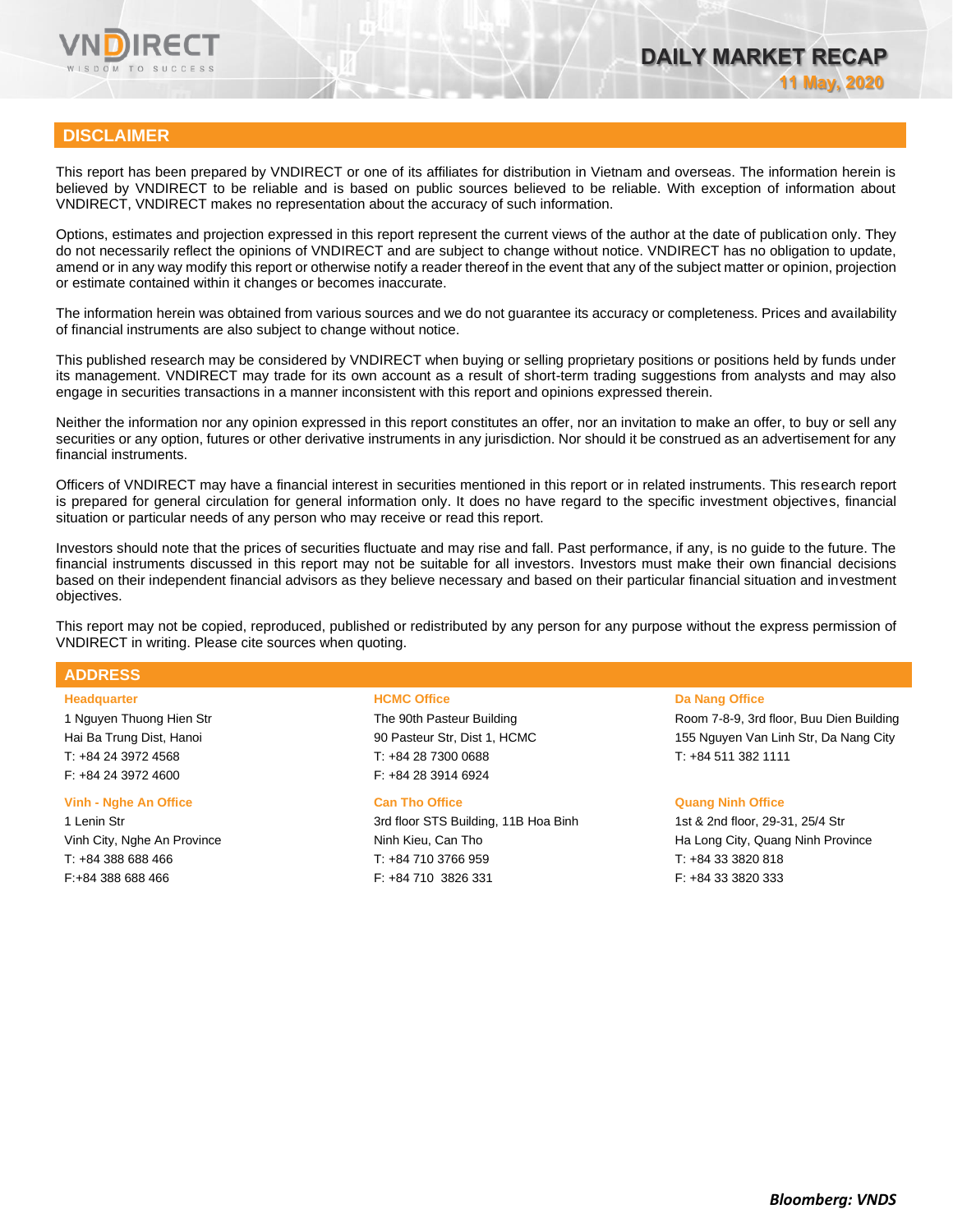## DISCLAIMER

This report has been prepared by VNDIRECT or one of its affiliates for distribution in Vietnam and overseas. The information herein is believed by VNDIRECT to be reliable and is based on public sources believed to be reliable. With exception of information about VNDIRECT, VNDIRECT makes no representation about the accuracy of such information.

Options, estimates and projection expressed in this report represent the current views of the author at the date of publication only. They do not necessarily reflect the opinions of VNDIRECT and are subject to change without notice. VNDIRECT has no obligation to update, amend or in any way modify this report or otherwise notify a reader thereof in the event that any of the subject matter or opinion, projection or estimate contained within it changes or becomes inaccurate.

The information herein was obtained from various sources and we do not guarantee its accuracy or completeness. Prices and availability of financial instruments are also subject to change without notice.

This published research may be considered by VNDIRECT when buying or selling proprietary positions or positions held by funds under its management. VNDIRECT may trade for its own account as a result of short-term trading suggestions from analysts and may also engage in securities transactions in a manner inconsistent with this report and opinions expressed therein.

Neither the information nor any opinion expressed in this report constitutes an offer, nor an invitation to make an offer, to buy or sell any securities or any option, futures or other derivative instruments in any jurisdiction. Nor should it be construed as an advertisement for any financial instruments.

Officers of VNDIRECT may have a financial interest in securities mentioned in this report or in related instruments. This research report is prepared for general circulation for general information only. It does no have regard to the specific investment objectives, financial situation or particular needs of any person who may receive or read this report.

Investors should note that the prices of securities fluctuate and may rise and fall. Past performance, if any, is no guide to the future. The financial instruments discussed in this report may not be suitable for all investors. Investors must make their own financial decisions based on their independent financial advisors as they believe necessary and based on their particular financial situation and investment objectives.

This report may not be copied, reproduced, published or redistributed by any person for any purpose without the express permission of VNDIRECT in writing. Please cite sources when quoting.

## ADDRESS

**Headquarter**
1 Nguyen Thuong Hien Str
Hai Ba Trung Dist, Hanoi
T: +84 24 3972 4568
F: +84 24 3972 4600

**HCMC Office**
The 90th Pasteur Building
90 Pasteur Str, Dist 1, HCMC
T: +84 28 7300 0688
F: +84 28 3914 6924

**Da Nang Office**
Room 7-8-9, 3rd floor, Buu Dien Building
155 Nguyen Van Linh Str, Da Nang City
T: +84 511 382 1111

**Vinh - Nghe An Office**
1 Lenin Str
Vinh City, Nghe An Province
T: +84 388 688 466
F:+84 388 688 466

**Can Tho Office**
3rd floor STS Building, 11B Hoa Binh
Ninh Kieu, Can Tho
T: +84 710 3766 959
F: +84 710 3826 331

**Quang Ninh Office**
1st & 2nd floor, 29-31, 25/4 Str
Ha Long City, Quang Ninh Province
T: +84 33 3820 818
F: +84 33 3820 333

***Bloomberg: VNDS***